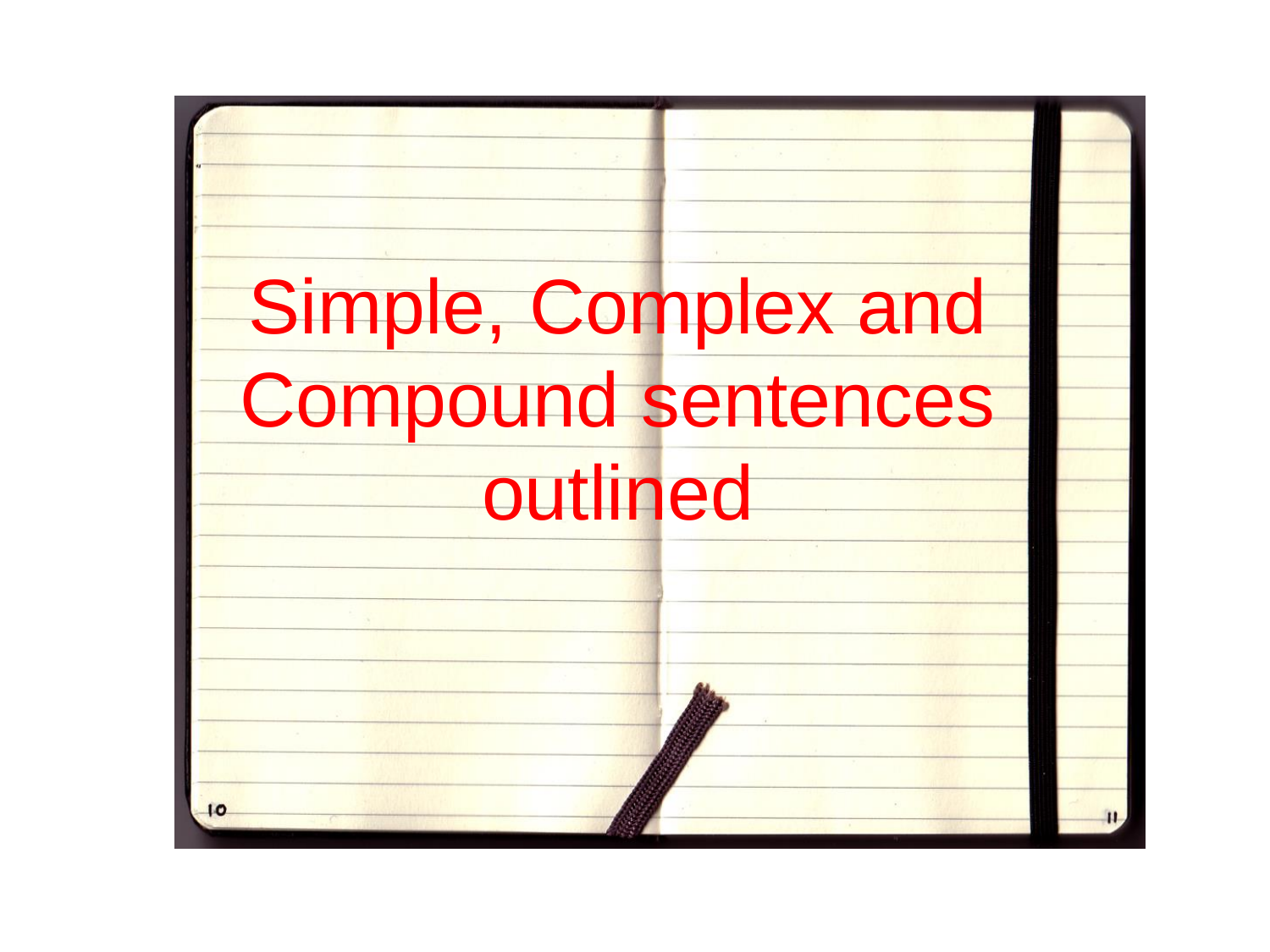# Simple, Complex and Compound sentences outlined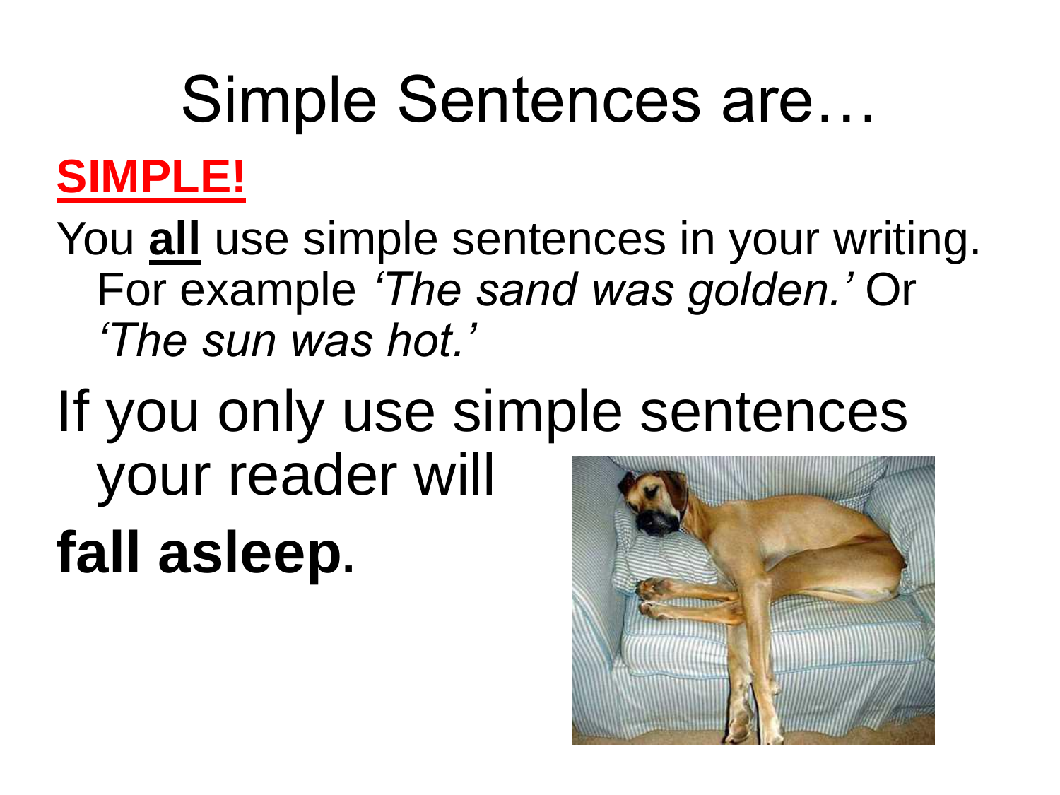# Simple Sentences are…

**SIMPLE!**

You **all** use simple sentences in your writing. For example *'The sand was golden.'* Or *'The sun was hot.'*

If you only use simple sentences your reader will

**fall asleep**.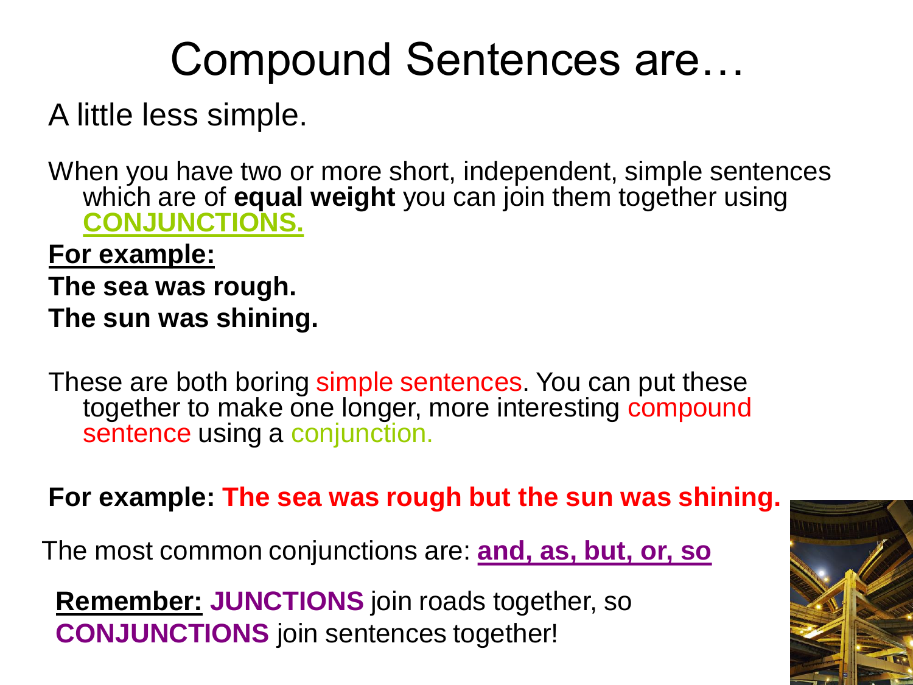# Compound Sentences are…

A little less simple.

When you have two or more short, independent, simple sentences which are of **equal weight** you can join them together using **CONJUNCTIONS.**

**For example:**

**The sea was rough.**

**The sun was shining.**

These are both boring simple sentences. You can put these together to make one longer, more interesting compound sentence using a conjunction.

**For example: The sea was rough but the sun was shining.**

The most common conjunctions are: **and, as, but, or, so**

**Remember: JUNCTIONS** join roads together, so **CONJUNCTIONS** join sentences together!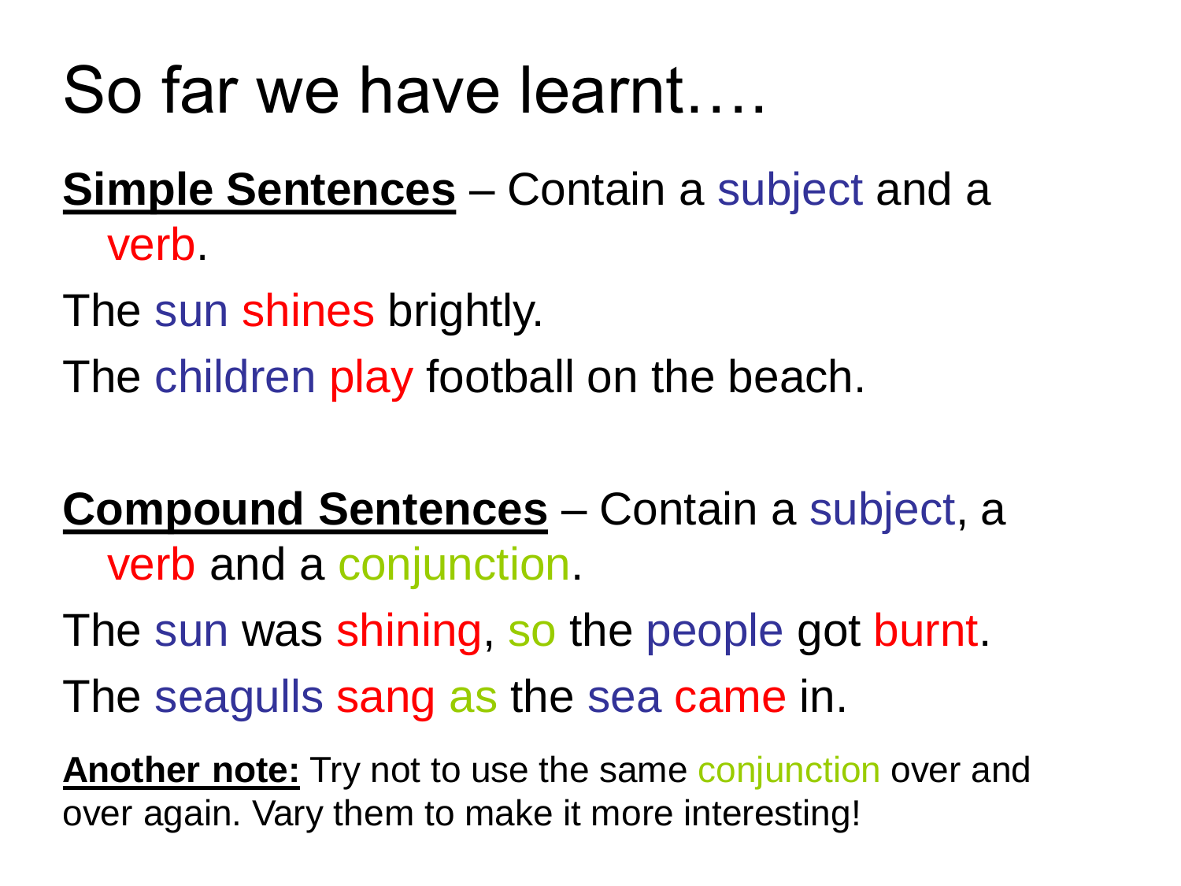# So far we have learnt….

**<u>Simple Sentences</u>** – Contain a subject and a verb.

The sun shines brightly.

The children play football on the beach.

**<u>Compound Sentences</u>** – Contain a subject, a verb and a conjunction.

The sun was shining, so the people got burnt.

The seagulls sang as the sea came in.

**<u>Another note:</u>** Try not to use the same conjunction over and over again. Vary them to make it more interesting!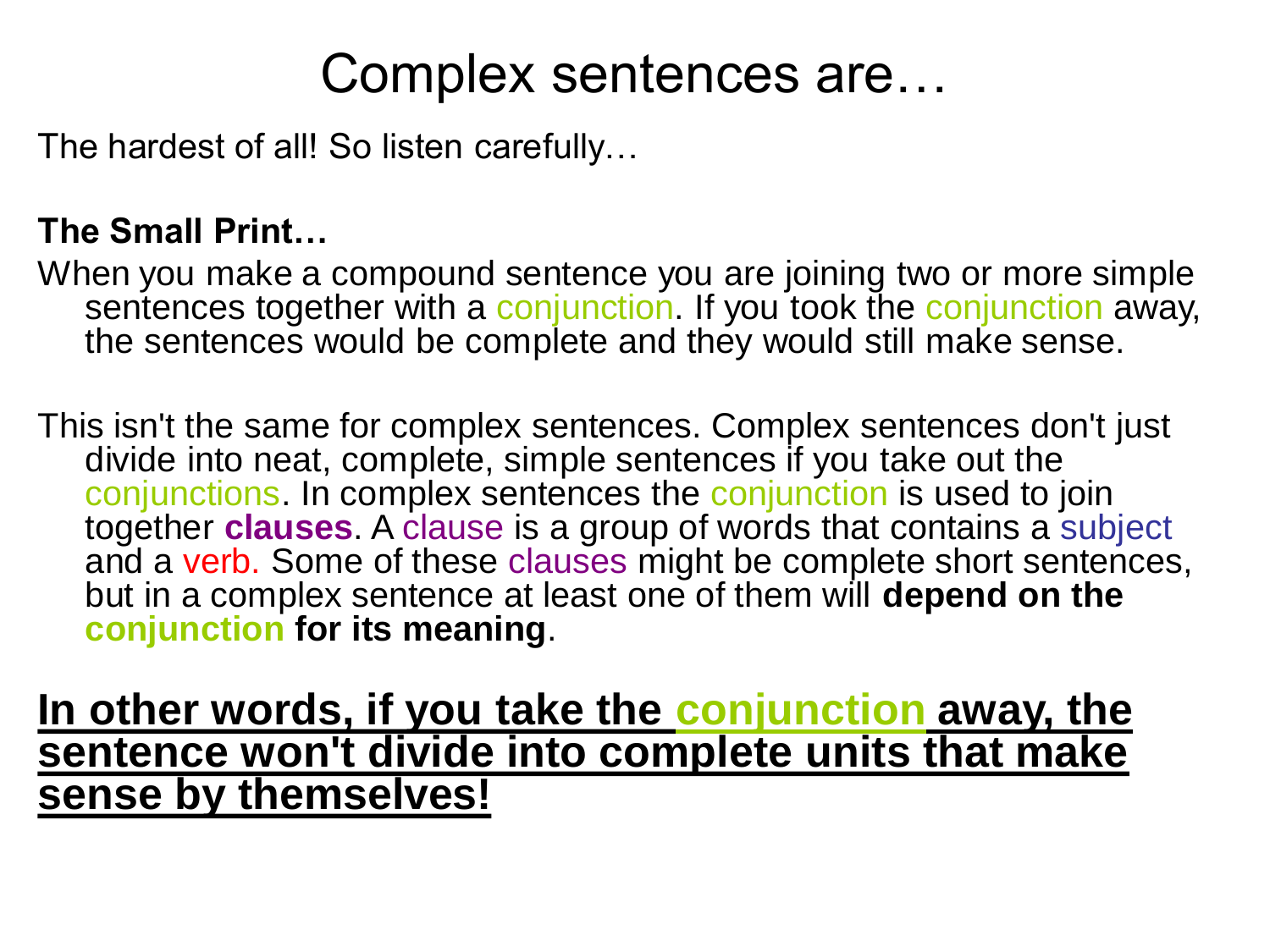# Complex sentences are…

The hardest of all! So listen carefully…

**The Small Print…**

When you make a compound sentence you are joining two or more simple sentences together with a conjunction. If you took the conjunction away, the sentences would be complete and they would still make sense.

This isn't the same for complex sentences. Complex sentences don't just divide into neat, complete, simple sentences if you take out the conjunctions. In complex sentences the conjunction is used to join together **clauses**. A clause is a group of words that contains a subject and a verb. Some of these clauses might be complete short sentences, but in a complex sentence at least one of them will **depend on the conjunction for its meaning**.

**In other words, if you take the conjunction away, the sentence won't divide into complete units that make sense by themselves!**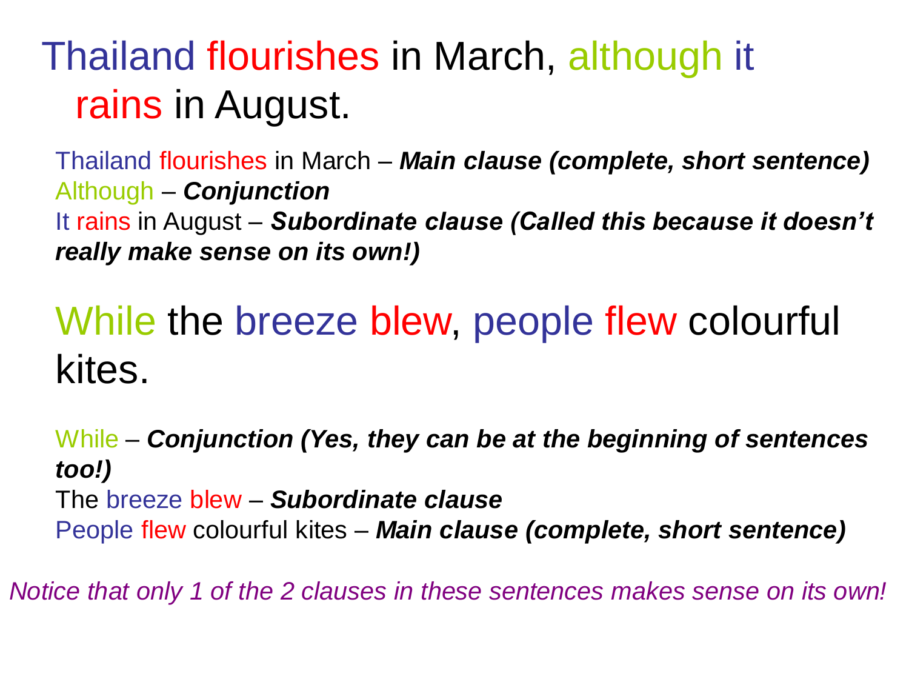## Thailand flourishes in March, although it rains in August.

Thailand flourishes in March – ***Main clause (complete, short sentence)***
Although – ***Conjunction***
It rains in August – ***Subordinate clause (Called this because it doesn't really make sense on its own!)***

## While the breeze blew, people flew colourful kites.

While – ***Conjunction (Yes, they can be at the beginning of sentences too!)***
The breeze blew – ***Subordinate clause***
People flew colourful kites – ***Main clause (complete, short sentence)***

*Notice that only 1 of the 2 clauses in these sentences makes sense on its own!*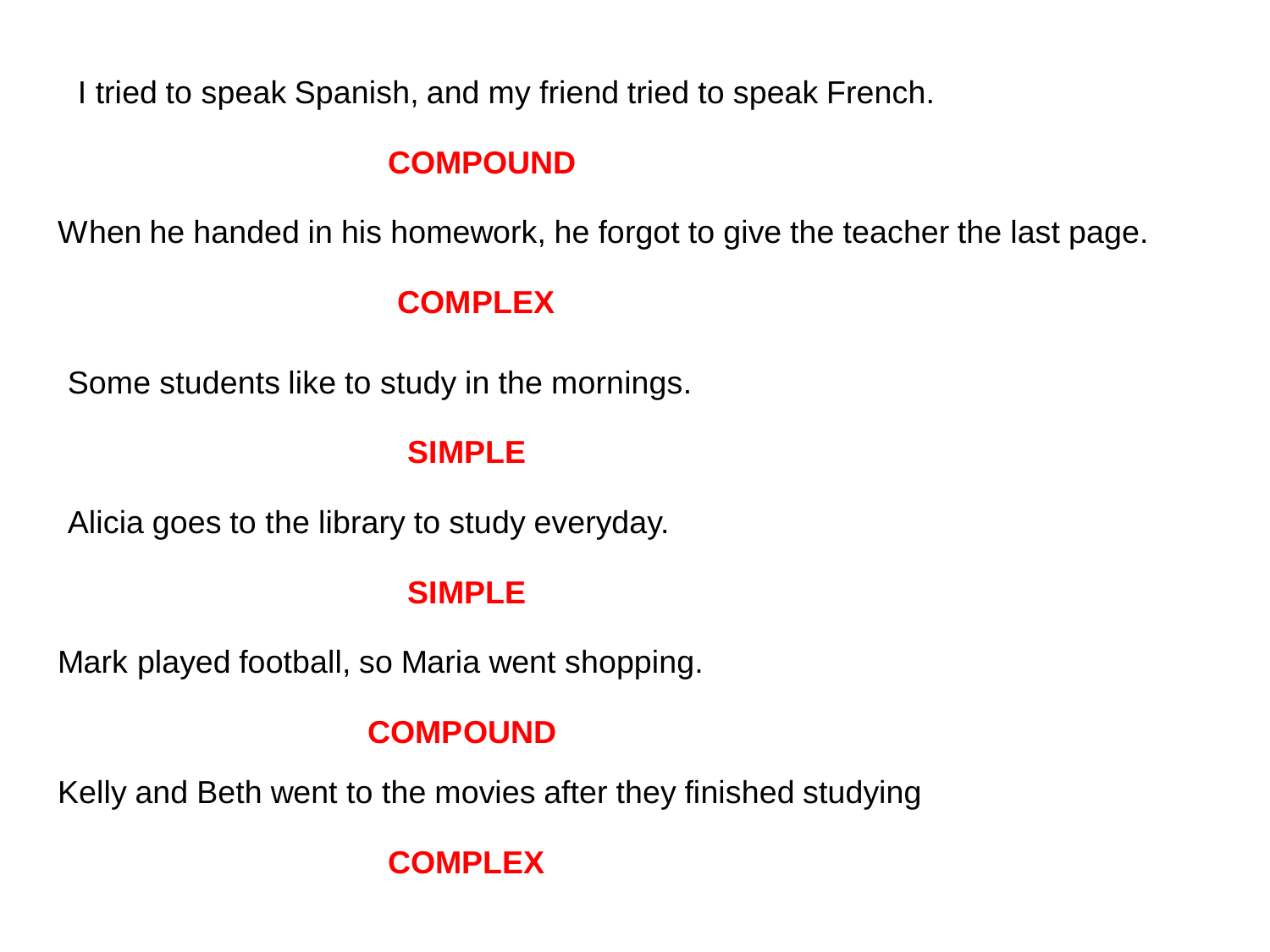I tried to speak Spanish, and my friend tried to speak French.

**COMPOUND**

When he handed in his homework, he forgot to give the teacher the last page.

**COMPLEX**

Some students like to study in the mornings.

**SIMPLE**

Alicia goes to the library to study everyday.

**SIMPLE**

Mark played football, so Maria went shopping.

**COMPOUND**

Kelly and Beth went to the movies after they finished studying

**COMPLEX**